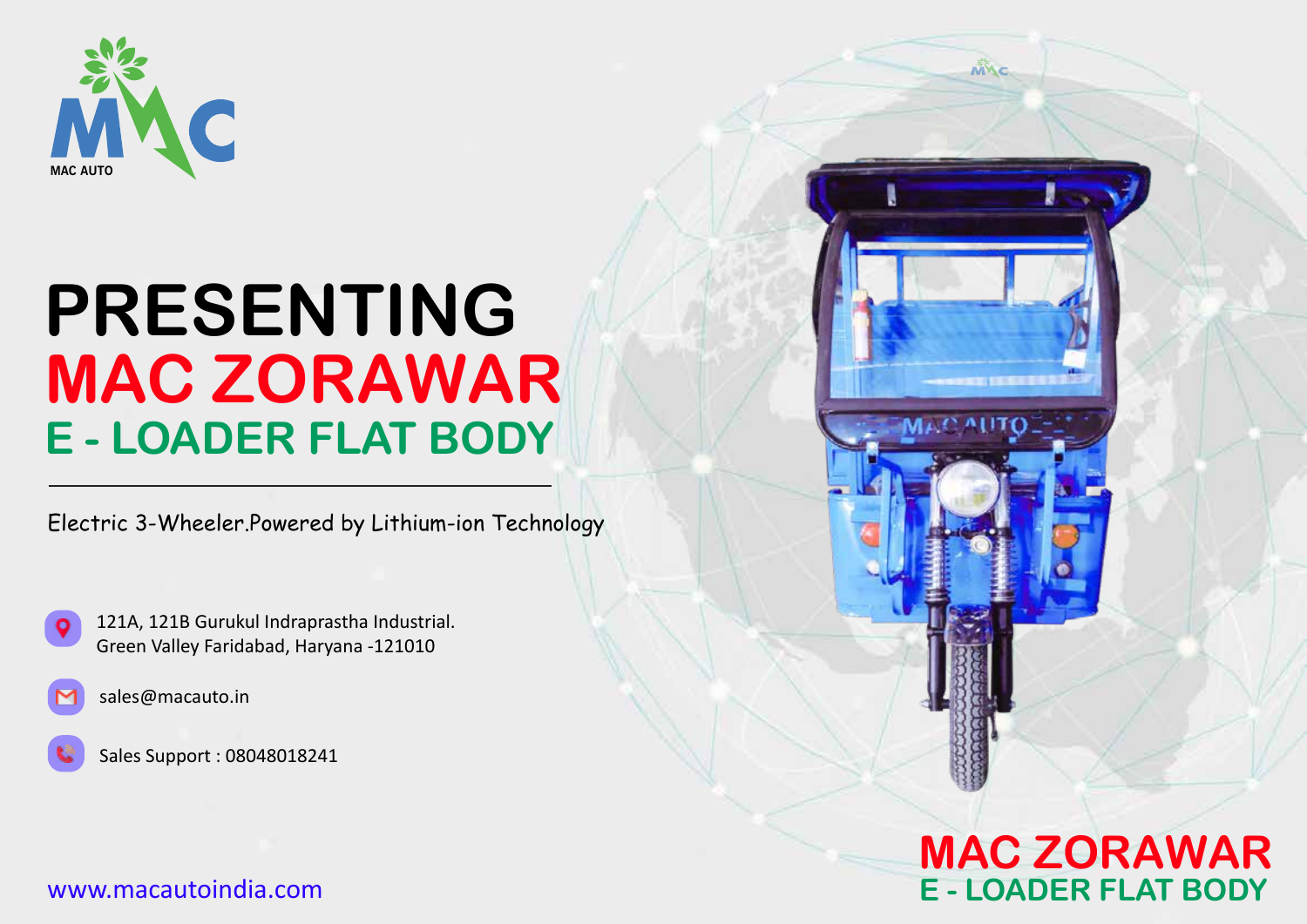MAC AUTO

# PRESENTING
# MAC ZORAWAR
## E - LOADER FLAT BODY

---

Electric 3-Wheeler.Powered by Lithium-ion Technology

121A, 121B Gurukul Indraprastha Industrial.
Green Valley Faridabad, Haryana -121010

sales@macauto.in

Sales Support : 08048018241

www.macautoindia.com

**MAC ZORAWAR**
**E - LOADER FLAT BODY**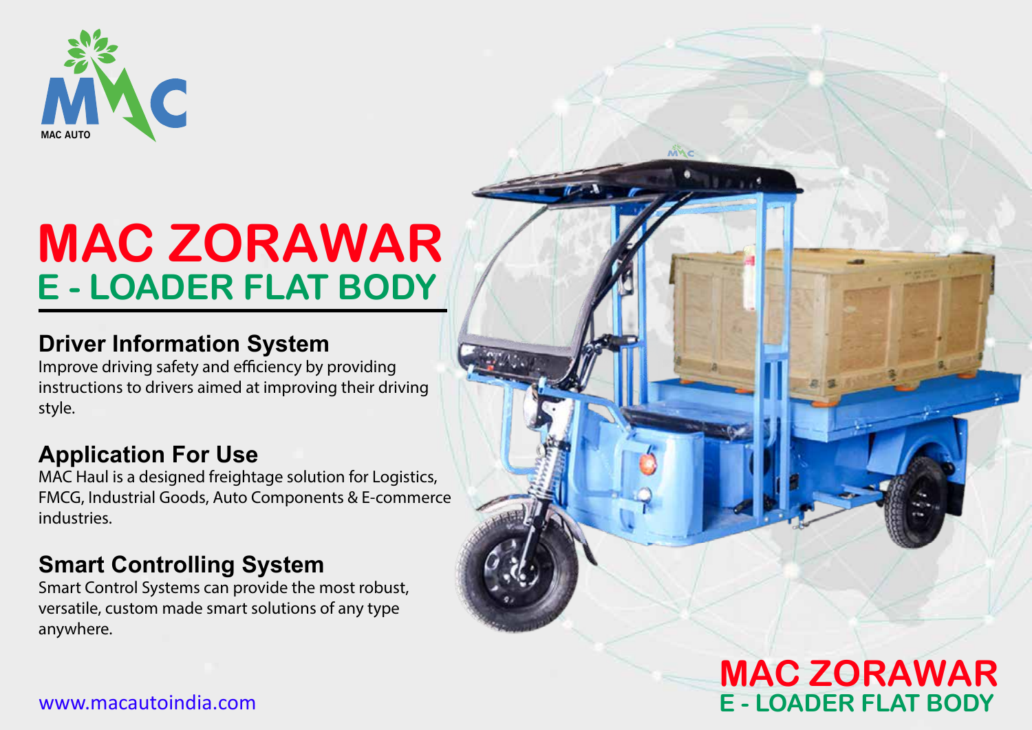MAC AUTO

# MAC ZORAWAR
## E - LOADER FLAT BODY

### Driver Information System
Improve driving safety and efficiency by providing instructions to drivers aimed at improving their driving style.

### Application For Use
MAC Haul is a designed freightage solution for Logistics, FMCG, Industrial Goods, Auto Components & E-commerce industries.

### Smart Controlling System
Smart Control Systems can provide the most robust, versatile, custom made smart solutions of any type anywhere.

www.macautoindia.com

**MAC ZORAWAR**
**E - LOADER FLAT BODY**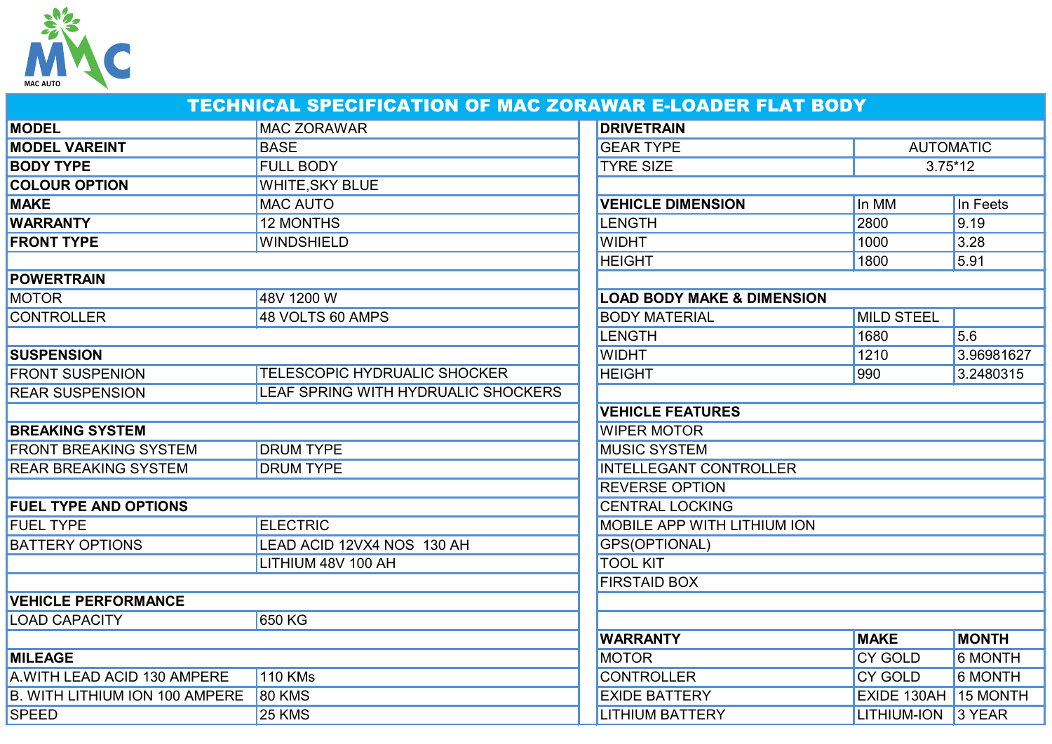MAC AUTO

# TECHNICAL SPECIFICATION OF MAC ZORAWAR E-LOADER FLAT BODY

| | |
|---|---|
| **MODEL** | MAC ZORAWAR |
| **MODEL VAREINT** | BASE |
| **BODY TYPE** | FULL BODY |
| **COLOUR OPTION** | WHITE,SKY BLUE |
| **MAKE** | MAC AUTO |
| **WARRANTY** | 12 MONTHS |
| **FRONT TYPE** | WINDSHIELD |
| | |
| **POWERTRAIN** | |
| MOTOR | 48V 1200 W |
| CONTROLLER | 48 VOLTS 60 AMPS |
| | |
| **SUSPENSION** | |
| FRONT SUSPENION | TELESCOPIC HYDRUALIC SHOCKER |
| REAR SUSPENSION | LEAF SPRING WITH HYDRUALIC SHOCKERS |
| | |
| **BREAKING SYSTEM** | |
| FRONT BREAKING SYSTEM | DRUM TYPE |
| REAR BREAKING SYSTEM | DRUM TYPE |
| | |
| **FUEL TYPE AND OPTIONS** | |
| FUEL TYPE | ELECTRIC |
| BATTERY OPTIONS | LEAD ACID 12VX4 NOS 130 AH |
| | LITHIUM 48V 100 AH |
| | |
| **VEHICLE PERFORMANCE** | |
| LOAD CAPACITY | 650 KG |
| | |
| **MILEAGE** | |
| A.WITH LEAD ACID 130 AMPERE | 110 KMs |
| B. WITH LITHIUM ION 100 AMPERE | 80 KMS |
| SPEED | 25 KMS |

| | | |
|---|---|---|
| **DRIVETRAIN** | | |
| GEAR TYPE | AUTOMATIC | |
| TYRE SIZE | 3.75*12 | |
| | | |
| **VEHICLE DIMENSION** | In MM | In Feets |
| LENGTH | 2800 | 9.19 |
| WIDHT | 1000 | 3.28 |
| HEIGHT | 1800 | 5.91 |
| | | |
| **LOAD BODY MAKE & DIMENSION** | | |
| BODY MATERIAL | MILD STEEL | |
| LENGTH | 1680 | 5.6 |
| WIDHT | 1210 | 3.96981627 |
| HEIGHT | 990 | 3.2480315 |
| | | |
| **VEHICLE FEATURES** | | |
| WIPER MOTOR | | |
| MUSIC SYSTEM | | |
| INTELLEGANT CONTROLLER | | |
| REVERSE OPTION | | |
| CENTRAL LOCKING | | |
| MOBILE APP WITH LITHIUM ION | | |
| GPS(OPTIONAL) | | |
| TOOL KIT | | |
| FIRSTAID BOX | | |
| | | |
| **WARRANTY** | **MAKE** | **MONTH** |
| MOTOR | CY GOLD | 6 MONTH |
| CONTROLLER | CY GOLD | 6 MONTH |
| EXIDE BATTERY | EXIDE 130AH | 15 MONTH |
| LITHIUM BATTERY | LITHIUM-ION | 3 YEAR |